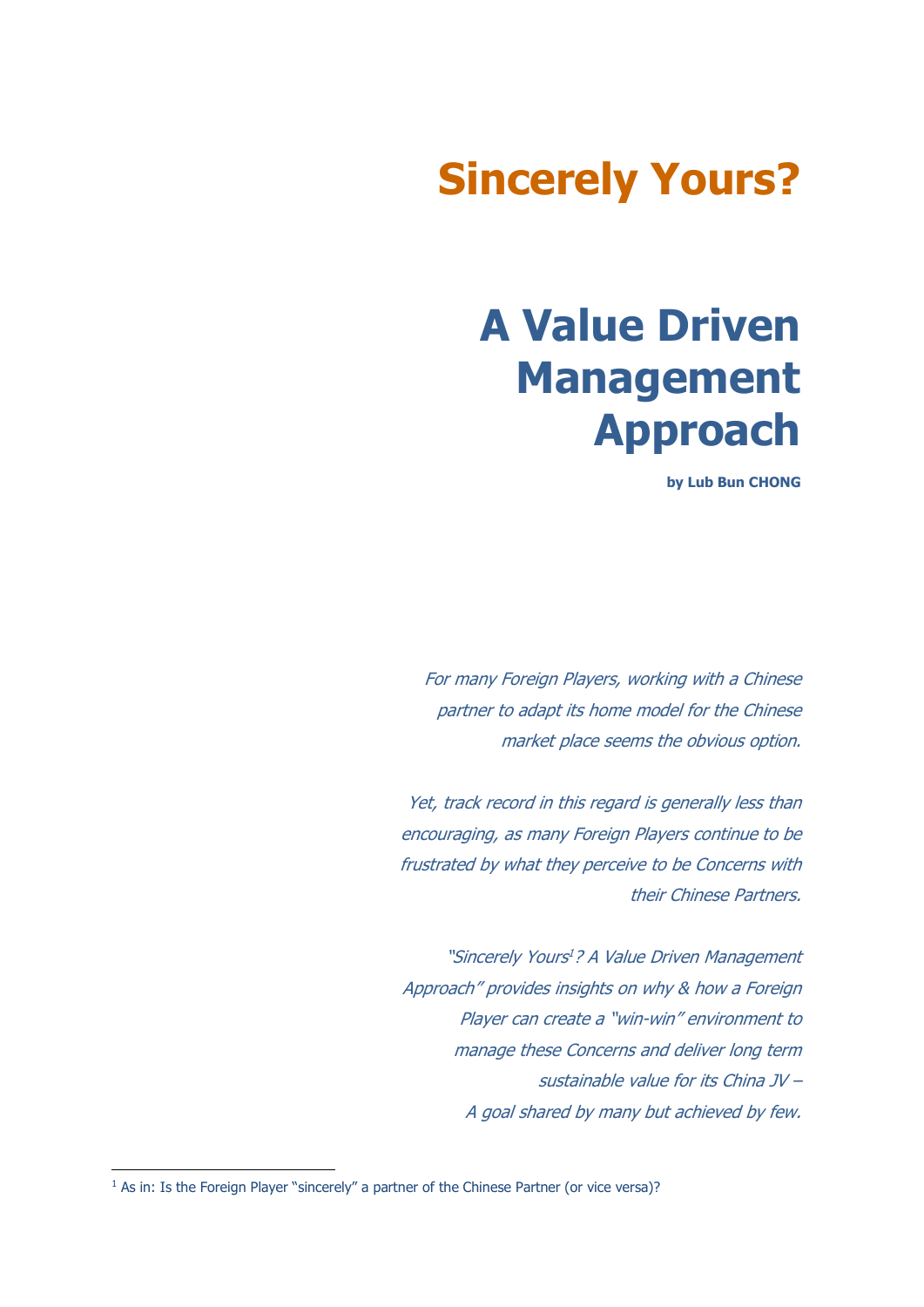# Sincerely Yours?

# A Value Driven Management Approach

**by Lub Bun CHONG**

*For many Foreign Players, working with a Chinese partner to adapt its home model for the Chinese market place seems the obvious option.*

*Yet, track record in this regard is generally less than encouraging, as many Foreign Players continue to be frustrated by what they perceive to be Concerns with their Chinese Partners.*

*"Sincerely Yours[1]? A Value Driven Management Approach" provides insights on why & how a Foreign Player can create a "win-win" environment to manage these Concerns and deliver long term sustainable value for its China JV – A goal shared by many but achieved by few.*

[1] As in: Is the Foreign Player "sincerely" a partner of the Chinese Partner (or vice versa)?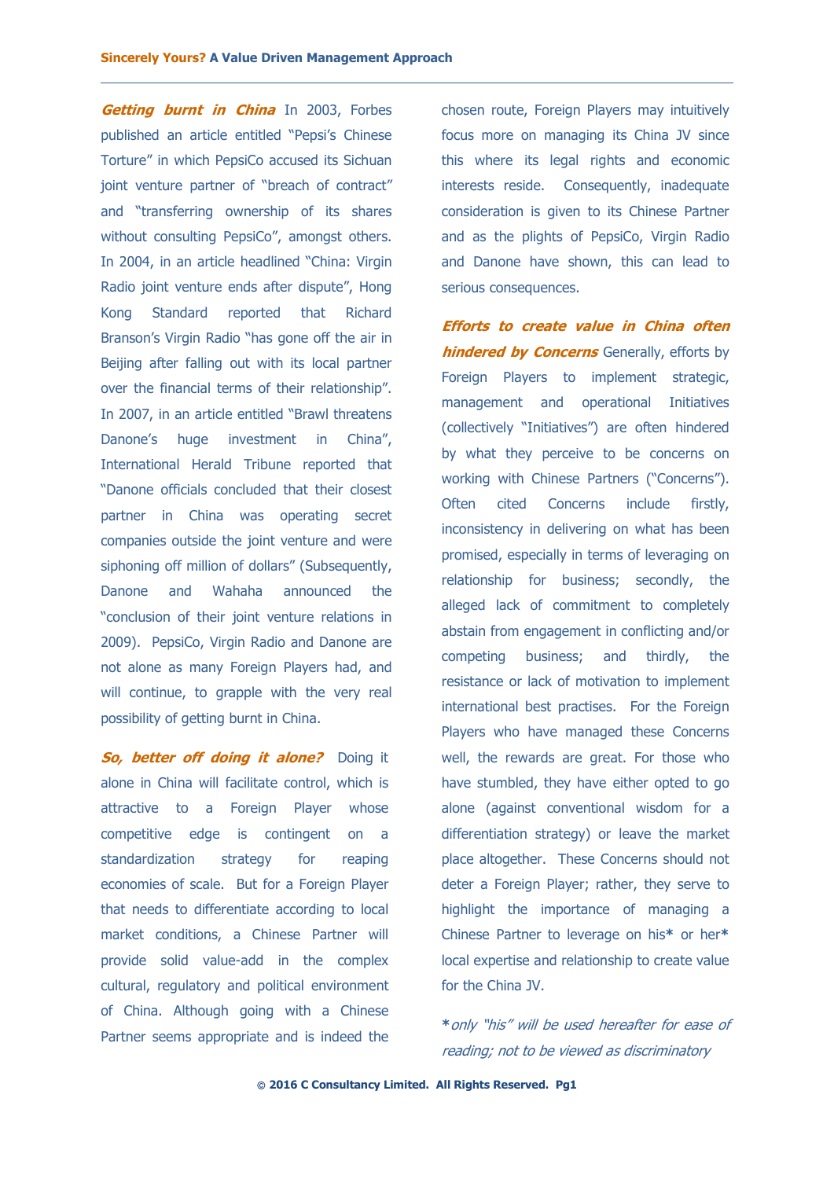***Getting burnt in China*** In 2003, Forbes published an article entitled "Pepsi's Chinese Torture" in which PepsiCo accused its Sichuan joint venture partner of "breach of contract" and "transferring ownership of its shares without consulting PepsiCo", amongst others. In 2004, in an article headlined "China: Virgin Radio joint venture ends after dispute", Hong Kong Standard reported that Richard Branson's Virgin Radio "has gone off the air in Beijing after falling out with its local partner over the financial terms of their relationship". In 2007, in an article entitled "Brawl threatens Danone's huge investment in China", International Herald Tribune reported that "Danone officials concluded that their closest partner in China was operating secret companies outside the joint venture and were siphoning off million of dollars" (Subsequently, Danone and Wahaha announced the "conclusion of their joint venture relations in 2009). PepsiCo, Virgin Radio and Danone are not alone as many Foreign Players had, and will continue, to grapple with the very real possibility of getting burnt in China.

***So, better off doing it alone?*** Doing it alone in China will facilitate control, which is attractive to a Foreign Player whose competitive edge is contingent on a standardization strategy for reaping economies of scale. But for a Foreign Player that needs to differentiate according to local market conditions, a Chinese Partner will provide solid value-add in the complex cultural, regulatory and political environment of China. Although going with a Chinese Partner seems appropriate and is indeed the chosen route, Foreign Players may intuitively focus more on managing its China JV since this where its legal rights and economic interests reside. Consequently, inadequate consideration is given to its Chinese Partner and as the plights of PepsiCo, Virgin Radio and Danone have shown, this can lead to serious consequences.

***Efforts to create value in China often hindered by Concerns*** Generally, efforts by Foreign Players to implement strategic, management and operational Initiatives (collectively "Initiatives") are often hindered by what they perceive to be concerns on working with Chinese Partners ("Concerns"). Often cited Concerns include firstly, inconsistency in delivering on what has been promised, especially in terms of leveraging on relationship for business; secondly, the alleged lack of commitment to completely abstain from engagement in conflicting and/or competing business; and thirdly, the resistance or lack of motivation to implement international best practises. For the Foreign Players who have managed these Concerns well, the rewards are great. For those who have stumbled, they have either opted to go alone (against conventional wisdom for a differentiation strategy) or leave the market place altogether. These Concerns should not deter a Foreign Player; rather, they serve to highlight the importance of managing a Chinese Partner to leverage on his* or her* local expertise and relationship to create value for the China JV.

**\*** *only "his" will be used hereafter for ease of reading; not to be viewed as discriminatory*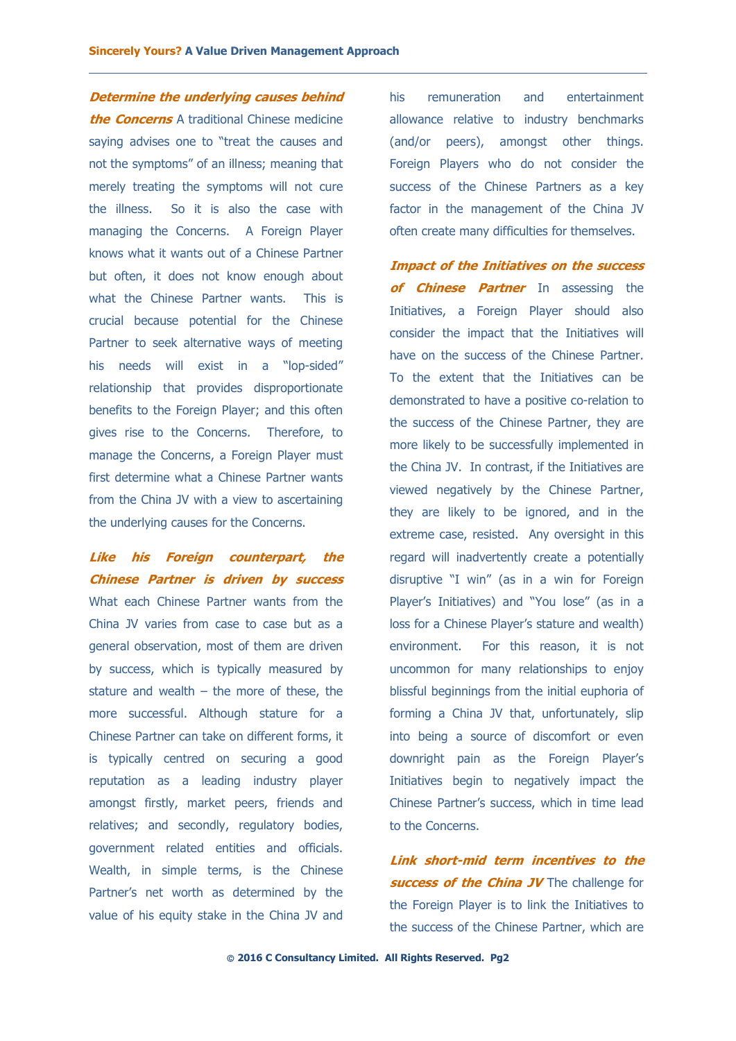***Determine the underlying causes behind the Concerns*** A traditional Chinese medicine saying advises one to "treat the causes and not the symptoms" of an illness; meaning that merely treating the symptoms will not cure the illness. So it is also the case with managing the Concerns. A Foreign Player knows what it wants out of a Chinese Partner but often, it does not know enough about what the Chinese Partner wants. This is crucial because potential for the Chinese Partner to seek alternative ways of meeting his needs will exist in a "lop-sided" relationship that provides disproportionate benefits to the Foreign Player; and this often gives rise to the Concerns. Therefore, to manage the Concerns, a Foreign Player must first determine what a Chinese Partner wants from the China JV with a view to ascertaining the underlying causes for the Concerns.

***Like his Foreign counterpart, the Chinese Partner is driven by success*** What each Chinese Partner wants from the China JV varies from case to case but as a general observation, most of them are driven by success, which is typically measured by stature and wealth – the more of these, the more successful. Although stature for a Chinese Partner can take on different forms, it is typically centred on securing a good reputation as a leading industry player amongst firstly, market peers, friends and relatives; and secondly, regulatory bodies, government related entities and officials. Wealth, in simple terms, is the Chinese Partner's net worth as determined by the value of his equity stake in the China JV and his remuneration and entertainment allowance relative to industry benchmarks (and/or peers), amongst other things. Foreign Players who do not consider the success of the Chinese Partners as a key factor in the management of the China JV often create many difficulties for themselves.

***Impact of the Initiatives on the success of Chinese Partner*** In assessing the Initiatives, a Foreign Player should also consider the impact that the Initiatives will have on the success of the Chinese Partner. To the extent that the Initiatives can be demonstrated to have a positive co-relation to the success of the Chinese Partner, they are more likely to be successfully implemented in the China JV. In contrast, if the Initiatives are viewed negatively by the Chinese Partner, they are likely to be ignored, and in the extreme case, resisted. Any oversight in this regard will inadvertently create a potentially disruptive "I win" (as in a win for Foreign Player's Initiatives) and "You lose" (as in a loss for a Chinese Player's stature and wealth) environment. For this reason, it is not uncommon for many relationships to enjoy blissful beginnings from the initial euphoria of forming a China JV that, unfortunately, slip into being a source of discomfort or even downright pain as the Foreign Player's Initiatives begin to negatively impact the Chinese Partner's success, which in time lead to the Concerns.

***Link short-mid term incentives to the success of the China JV*** The challenge for the Foreign Player is to link the Initiatives to the success of the Chinese Partner, which are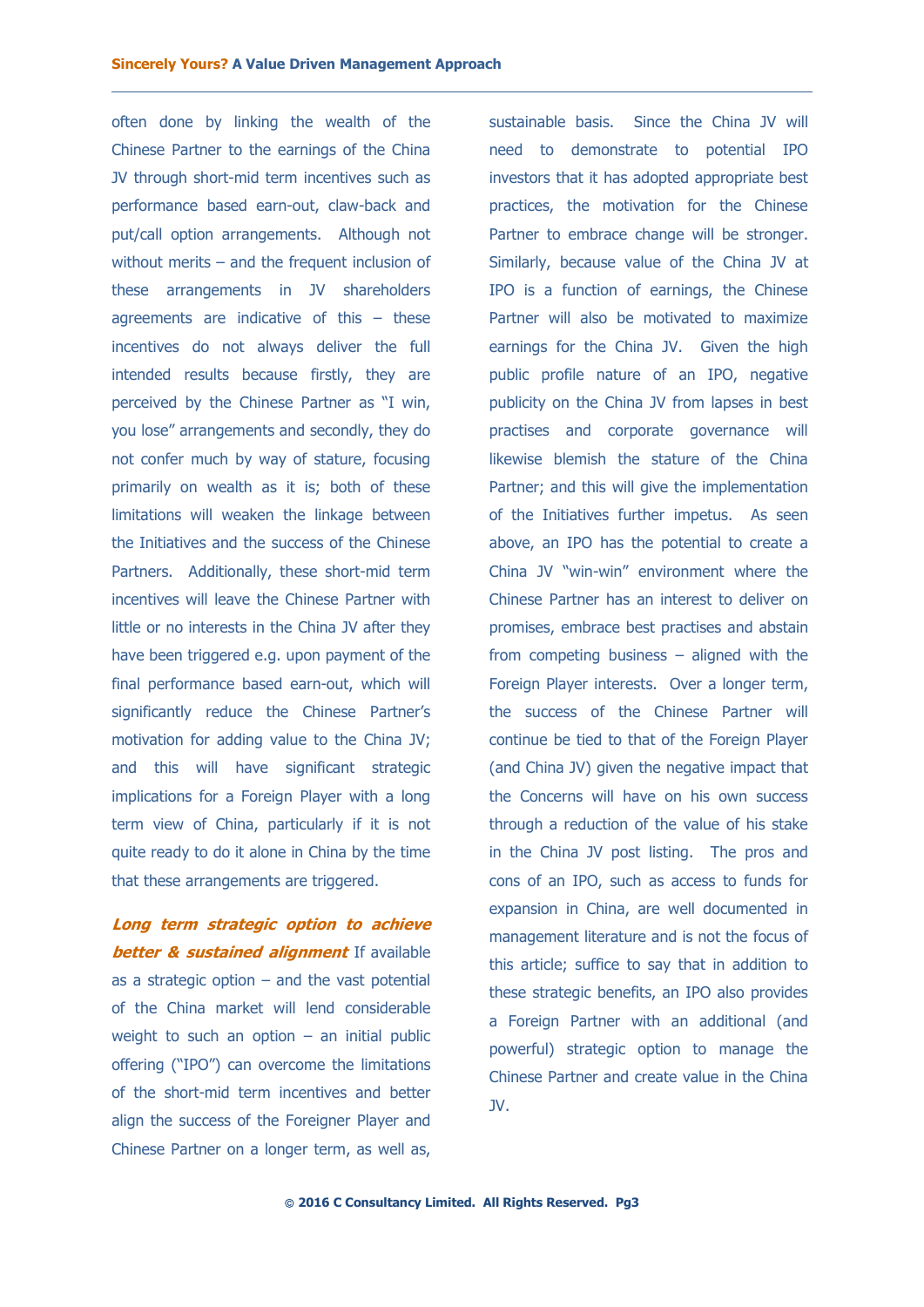often done by linking the wealth of the Chinese Partner to the earnings of the China JV through short-mid term incentives such as performance based earn-out, claw-back and put/call option arrangements. Although not without merits – and the frequent inclusion of these arrangements in JV shareholders agreements are indicative of this – these incentives do not always deliver the full intended results because firstly, they are perceived by the Chinese Partner as "I win, you lose" arrangements and secondly, they do not confer much by way of stature, focusing primarily on wealth as it is; both of these limitations will weaken the linkage between the Initiatives and the success of the Chinese Partners. Additionally, these short-mid term incentives will leave the Chinese Partner with little or no interests in the China JV after they have been triggered e.g. upon payment of the final performance based earn-out, which will significantly reduce the Chinese Partner's motivation for adding value to the China JV; and this will have significant strategic implications for a Foreign Player with a long term view of China, particularly if it is not quite ready to do it alone in China by the time that these arrangements are triggered.

***Long term strategic option to achieve better & sustained alignment*** If available as a strategic option – and the vast potential of the China market will lend considerable weight to such an option – an initial public offering ("IPO") can overcome the limitations of the short-mid term incentives and better align the success of the Foreigner Player and Chinese Partner on a longer term, as well as, sustainable basis. Since the China JV will need to demonstrate to potential IPO investors that it has adopted appropriate best practices, the motivation for the Chinese Partner to embrace change will be stronger. Similarly, because value of the China JV at IPO is a function of earnings, the Chinese Partner will also be motivated to maximize earnings for the China JV. Given the high public profile nature of an IPO, negative publicity on the China JV from lapses in best practises and corporate governance will likewise blemish the stature of the China Partner; and this will give the implementation of the Initiatives further impetus. As seen above, an IPO has the potential to create a China JV "win-win" environment where the Chinese Partner has an interest to deliver on promises, embrace best practises and abstain from competing business – aligned with the Foreign Player interests. Over a longer term, the success of the Chinese Partner will continue be tied to that of the Foreign Player (and China JV) given the negative impact that the Concerns will have on his own success through a reduction of the value of his stake in the China JV post listing. The pros and cons of an IPO, such as access to funds for expansion in China, are well documented in management literature and is not the focus of this article; suffice to say that in addition to these strategic benefits, an IPO also provides a Foreign Partner with an additional (and powerful) strategic option to manage the Chinese Partner and create value in the China JV.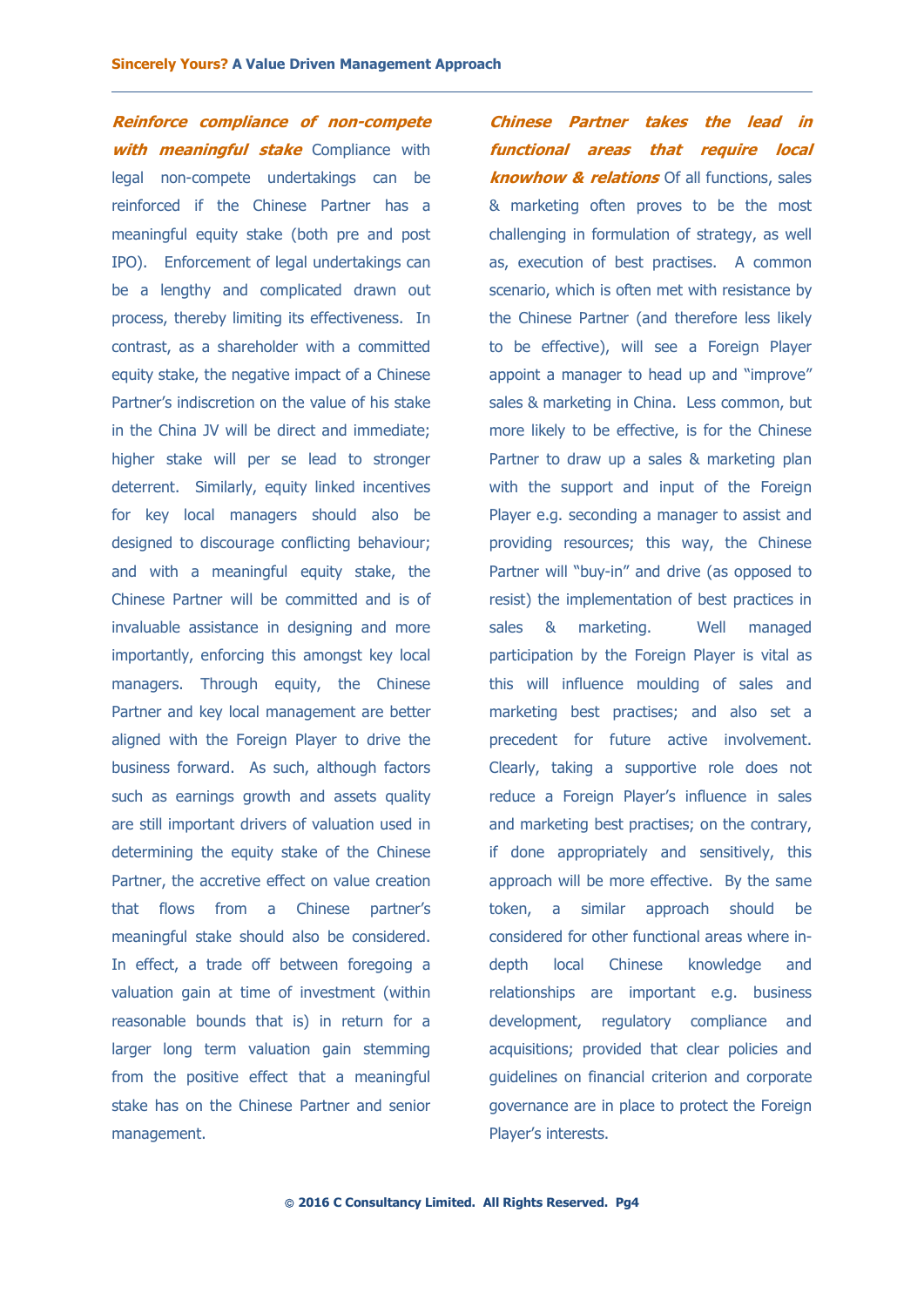***Reinforce compliance of non-compete with meaningful stake*** Compliance with legal non-compete undertakings can be reinforced if the Chinese Partner has a meaningful equity stake (both pre and post IPO). Enforcement of legal undertakings can be a lengthy and complicated drawn out process, thereby limiting its effectiveness. In contrast, as a shareholder with a committed equity stake, the negative impact of a Chinese Partner's indiscretion on the value of his stake in the China JV will be direct and immediate; higher stake will per se lead to stronger deterrent. Similarly, equity linked incentives for key local managers should also be designed to discourage conflicting behaviour; and with a meaningful equity stake, the Chinese Partner will be committed and is of invaluable assistance in designing and more importantly, enforcing this amongst key local managers. Through equity, the Chinese Partner and key local management are better aligned with the Foreign Player to drive the business forward. As such, although factors such as earnings growth and assets quality are still important drivers of valuation used in determining the equity stake of the Chinese Partner, the accretive effect on value creation that flows from a Chinese partner's meaningful stake should also be considered. In effect, a trade off between foregoing a valuation gain at time of investment (within reasonable bounds that is) in return for a larger long term valuation gain stemming from the positive effect that a meaningful stake has on the Chinese Partner and senior management.

***Chinese Partner takes the lead in functional areas that require local knowhow & relations*** Of all functions, sales & marketing often proves to be the most challenging in formulation of strategy, as well as, execution of best practises. A common scenario, which is often met with resistance by the Chinese Partner (and therefore less likely to be effective), will see a Foreign Player appoint a manager to head up and "improve" sales & marketing in China. Less common, but more likely to be effective, is for the Chinese Partner to draw up a sales & marketing plan with the support and input of the Foreign Player e.g. seconding a manager to assist and providing resources; this way, the Chinese Partner will "buy-in" and drive (as opposed to resist) the implementation of best practices in sales & marketing. Well managed participation by the Foreign Player is vital as this will influence moulding of sales and marketing best practises; and also set a precedent for future active involvement. Clearly, taking a supportive role does not reduce a Foreign Player's influence in sales and marketing best practises; on the contrary, if done appropriately and sensitively, this approach will be more effective. By the same token, a similar approach should be considered for other functional areas where in-depth local Chinese knowledge and relationships are important e.g. business development, regulatory compliance and acquisitions; provided that clear policies and guidelines on financial criterion and corporate governance are in place to protect the Foreign Player's interests.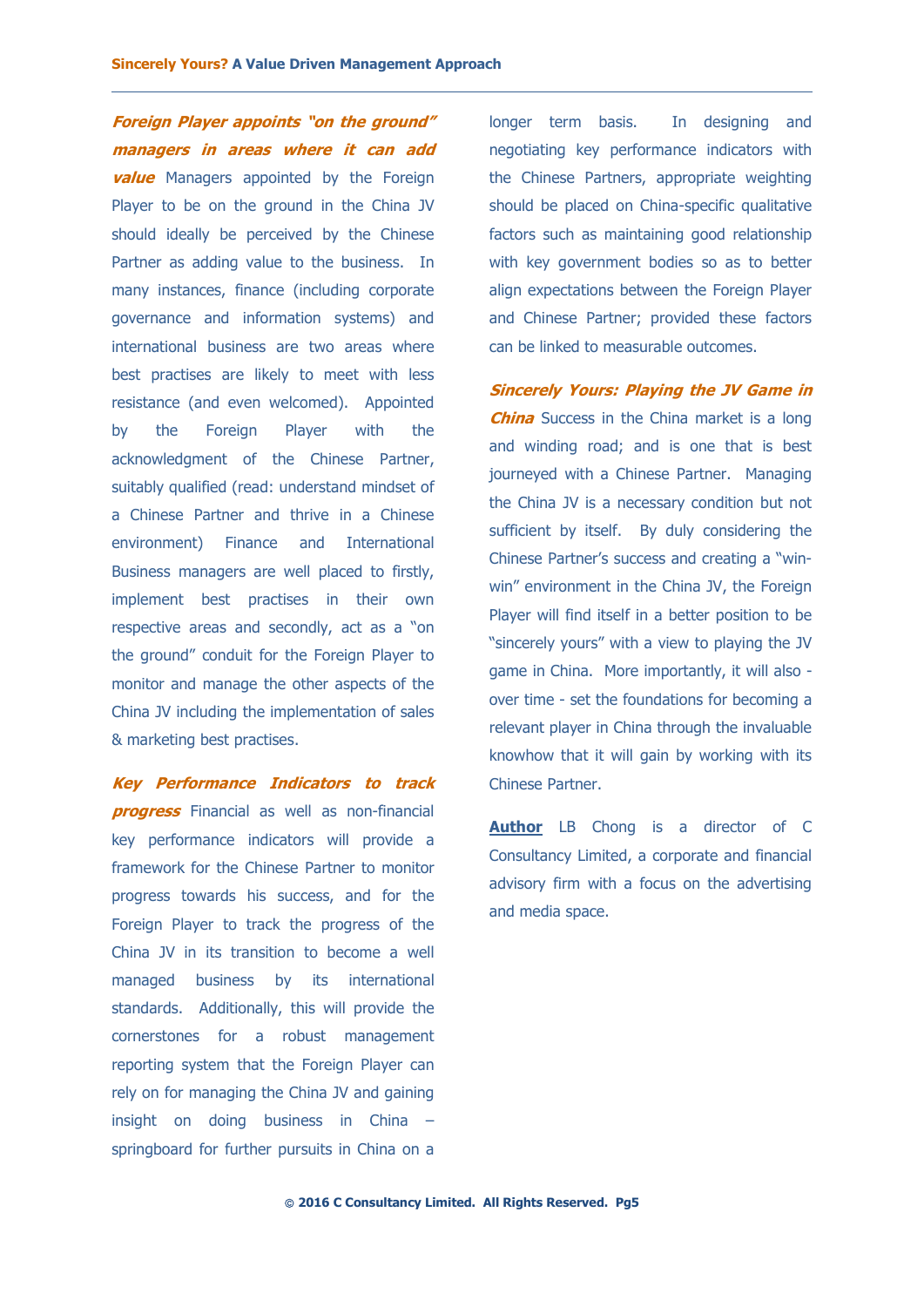***Foreign Player appoints "on the ground" managers in areas where it can add value*** Managers appointed by the Foreign Player to be on the ground in the China JV should ideally be perceived by the Chinese Partner as adding value to the business. In many instances, finance (including corporate governance and information systems) and international business are two areas where best practises are likely to meet with less resistance (and even welcomed). Appointed by the Foreign Player with the acknowledgment of the Chinese Partner, suitably qualified (read: understand mindset of a Chinese Partner and thrive in a Chinese environment) Finance and International Business managers are well placed to firstly, implement best practises in their own respective areas and secondly, act as a "on the ground" conduit for the Foreign Player to monitor and manage the other aspects of the China JV including the implementation of sales & marketing best practises.

***Key Performance Indicators to track progress*** Financial as well as non-financial key performance indicators will provide a framework for the Chinese Partner to monitor progress towards his success, and for the Foreign Player to track the progress of the China JV in its transition to become a well managed business by its international standards. Additionally, this will provide the cornerstones for a robust management reporting system that the Foreign Player can rely on for managing the China JV and gaining insight on doing business in China – springboard for further pursuits in China on a longer term basis. In designing and negotiating key performance indicators with the Chinese Partners, appropriate weighting should be placed on China-specific qualitative factors such as maintaining good relationship with key government bodies so as to better align expectations between the Foreign Player and Chinese Partner; provided these factors can be linked to measurable outcomes.

***Sincerely Yours: Playing the JV Game in China*** Success in the China market is a long and winding road; and is one that is best journeyed with a Chinese Partner. Managing the China JV is a necessary condition but not sufficient by itself. By duly considering the Chinese Partner's success and creating a "win-win" environment in the China JV, the Foreign Player will find itself in a better position to be "sincerely yours" with a view to playing the JV game in China. More importantly, it will also - over time - set the foundations for becoming a relevant player in China through the invaluable knowhow that it will gain by working with its Chinese Partner.

**Author** LB Chong is a director of C Consultancy Limited, a corporate and financial advisory firm with a focus on the advertising and media space.